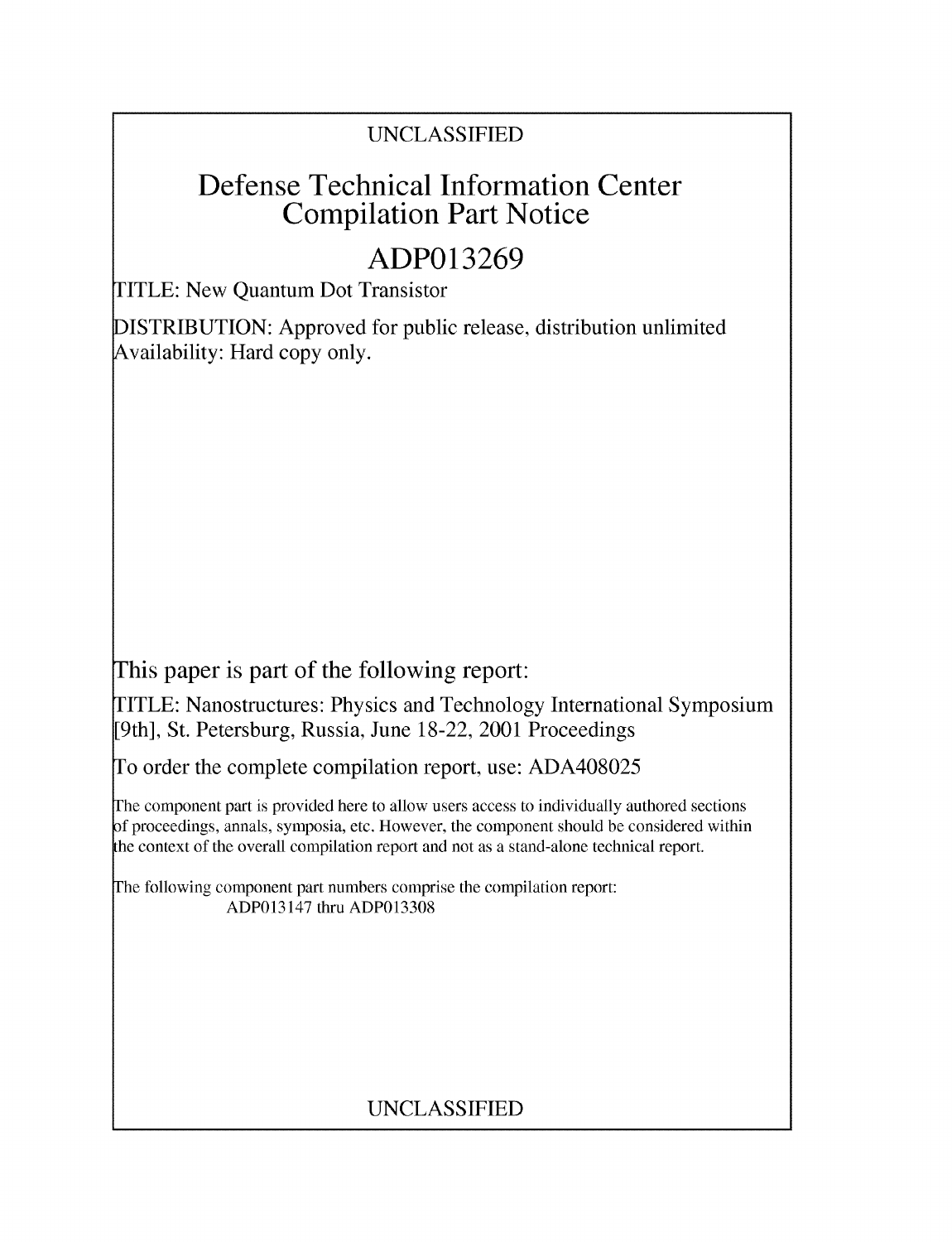UNCLASSIFIED

# Defense Technical Information Center Compilation Part Notice

# ADP013269

TITLE: New Quantum Dot Transistor

DISTRIBUTION: Approved for public release, distribution unlimited
Availability: Hard copy only.

This paper is part of the following report:

TITLE: Nanostructures: Physics and Technology International Symposium [9th], St. Petersburg, Russia, June 18-22, 2001 Proceedings

To order the complete compilation report, use: ADA408025

The component part is provided here to allow users access to individually authored sections of proceedings, annals, symposia, etc. However, the component should be considered within the context of the overall compilation report and not as a stand-alone technical report.

The following component part numbers comprise the compilation report:
ADP013147 thru ADP013308

UNCLASSIFIED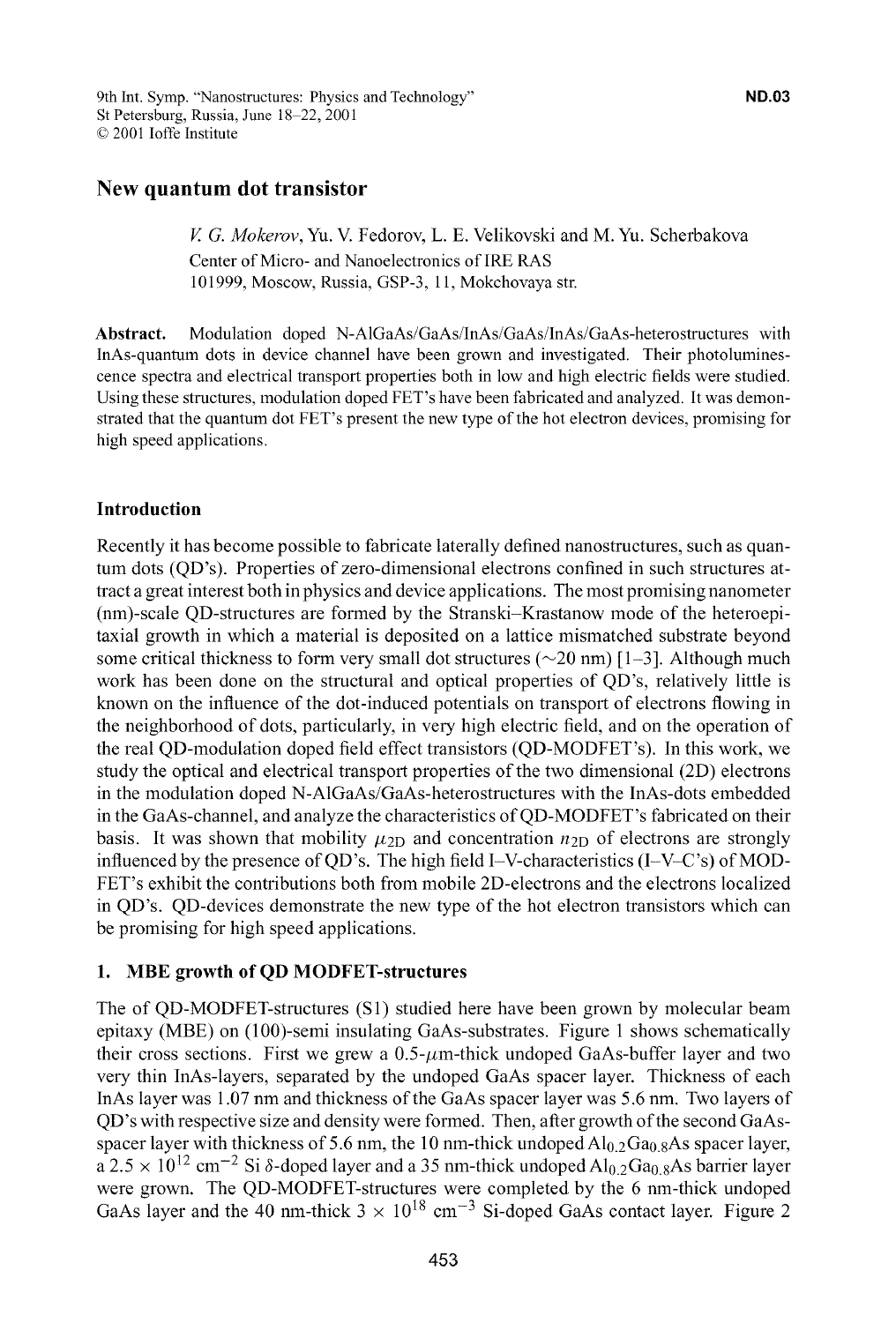# New quantum dot transistor

*V. G. Mokerov*, Yu. V. Fedorov, L. E. Velikovski and M. Yu. Scherbakova

Center of Micro- and Nanoelectronics of IRE RAS

101999, Moscow, Russia, GSP-3, 11, Mokchovaya str.

**Abstract.** Modulation doped N-AlGaAs/GaAs/InAs/GaAs/InAs/GaAs-heterostructures with InAs-quantum dots in device channel have been grown and investigated. Their photoluminescence spectra and electrical transport properties both in low and high electric fields were studied. Using these structures, modulation doped FET's have been fabricated and analyzed. It was demonstrated that the quantum dot FET's present the new type of the hot electron devices, promising for high speed applications.

## Introduction

Recently it has become possible to fabricate laterally defined nanostructures, such as quantum dots (QD's). Properties of zero-dimensional electrons confined in such structures attract a great interest both in physics and device applications. The most promising nanometer (nm)-scale QD-structures are formed by the Stranski–Krastanow mode of the heteroepitaxial growth in which a material is deposited on a lattice mismatched substrate beyond some critical thickness to form very small dot structures (~20 nm) [1–3]. Although much work has been done on the structural and optical properties of QD's, relatively little is known on the influence of the dot-induced potentials on transport of electrons flowing in the neighborhood of dots, particularly, in very high electric field, and on the operation of the real QD-modulation doped field effect transistors (QD-MODFET's). In this work, we study the optical and electrical transport properties of the two dimensional (2D) electrons in the modulation doped N-AlGaAs/GaAs-heterostructures with the InAs-dots embedded in the GaAs-channel, and analyze the characteristics of QD-MODFET's fabricated on their basis. It was shown that mobility $\mu_{2D}$ and concentration $n_{2D}$ of electrons are strongly influenced by the presence of QD's. The high field I–V-characteristics (I–V–C's) of MODFET's exhibit the contributions both from mobile 2D-electrons and the electrons localized in QD's. QD-devices demonstrate the new type of the hot electron transistors which can be promising for high speed applications.

## 1. MBE growth of QD MODFET-structures

The of QD-MODFET-structures (S1) studied here have been grown by molecular beam epitaxy (MBE) on (100)-semi insulating GaAs-substrates. Figure 1 shows schematically their cross sections. First we grew a 0.5-$\mu$m-thick undoped GaAs-buffer layer and two very thin InAs-layers, separated by the undoped GaAs spacer layer. Thickness of each InAs layer was 1.07 nm and thickness of the GaAs spacer layer was 5.6 nm. Two layers of QD's with respective size and density were formed. Then, after growth of the second GaAs-spacer layer with thickness of 5.6 nm, the 10 nm-thick undoped $Al_{0.2}Ga_{0.8}As$ spacer layer, a $2.5 \times 10^{12}$ cm$^{-2}$ Si $\delta$-doped layer and a 35 nm-thick undoped $Al_{0.2}Ga_{0.8}As$ barrier layer were grown. The QD-MODFET-structures were completed by the 6 nm-thick undoped GaAs layer and the 40 nm-thick $3 \times 10^{18}$ cm$^{-3}$ Si-doped GaAs contact layer. Figure 2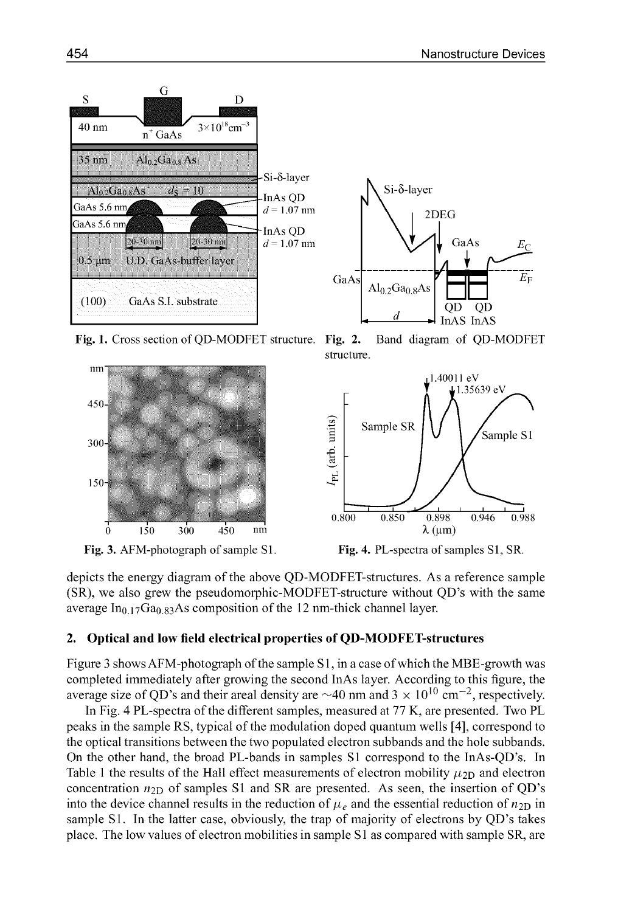Fig. 1. Cross section of QD-MODFET structure.

Fig. 2. Band diagram of QD-MODFET structure.

Fig. 3. AFM-photograph of sample S1.

Fig. 4. PL-spectra of samples S1, SR.

depicts the energy diagram of the above QD-MODFET-structures. As a reference sample (SR), we also grew the pseudomorphic-MODFET-structure without QD's with the same average $In_{0.17}Ga_{0.83}As$ composition of the 12 nm-thick channel layer.

## 2. Optical and low field electrical properties of QD-MODFET-structures

Figure 3 shows AFM-photograph of the sample S1, in a case of which the MBE-growth was completed immediately after growing the second InAs layer. According to this figure, the average size of QD's and their areal density are ~40 nm and $3 \times 10^{10}$ cm$^{-2}$, respectively.

In Fig. 4 PL-spectra of the different samples, measured at 77 K, are presented. Two PL peaks in the sample RS, typical of the modulation doped quantum wells [4], correspond to the optical transitions between the two populated electron subbands and the hole subbands. On the other hand, the broad PL-bands in samples S1 correspond to the InAs-QD's. In Table 1 the results of the Hall effect measurements of electron mobility $\mu_{2D}$ and electron concentration $n_{2D}$ of samples S1 and SR are presented. As seen, the insertion of QD's into the device channel results in the reduction of $\mu_e$ and the essential reduction of $n_{2D}$ in sample S1. In the latter case, obviously, the trap of majority of electrons by QD's takes place. The low values of electron mobilities in sample S1 as compared with sample SR, are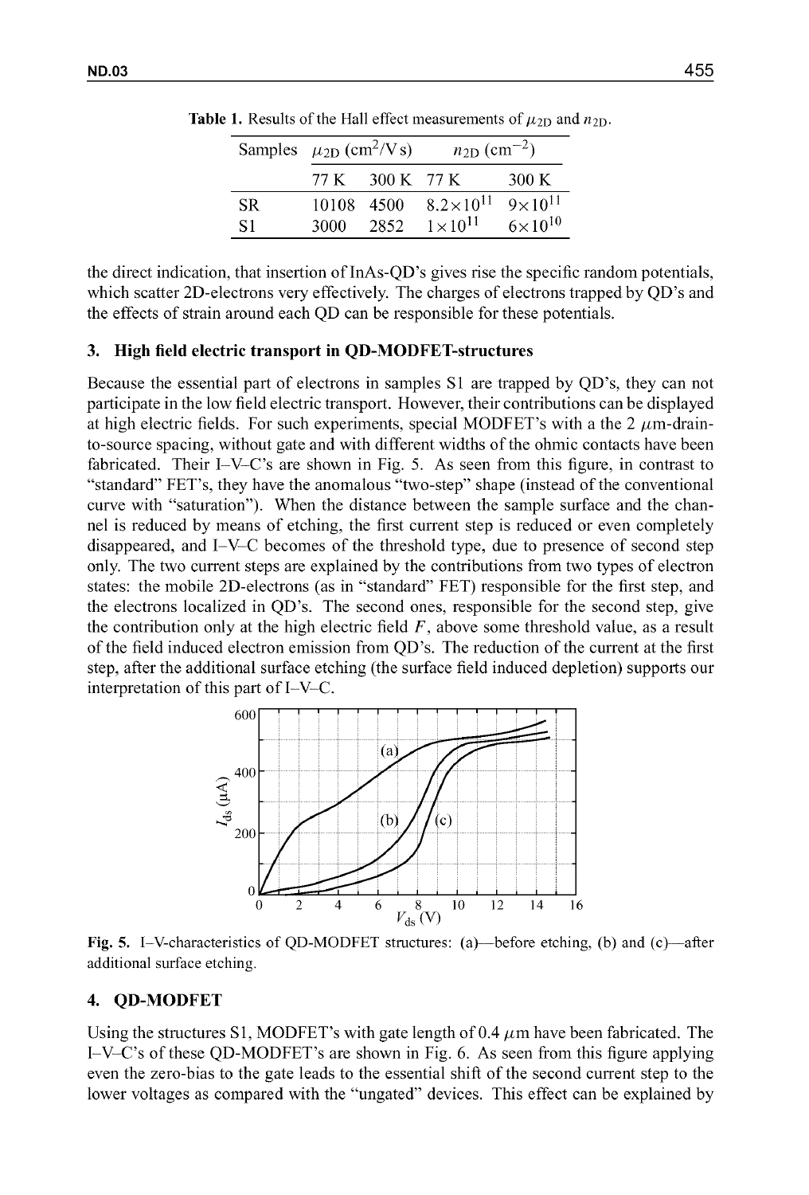**Table 1.** Results of the Hall effect measurements of $\mu_{2D}$ and $n_{2D}$.

| Samples | $\mu_{2D}$ (cm$^2$/V s) | | $n_{2D}$ (cm$^{-2}$) | |
|---|---|---|---|---|
| | 77 K | 300 K | 77 K | 300 K |
| SR | 10108 | 4500 | $8.2\times10^{11}$ | $9\times10^{11}$ |
| S1 | 3000 | 2852 | $1\times10^{11}$ | $6\times10^{10}$ |

the direct indication, that insertion of InAs-QD's gives rise the specific random potentials, which scatter 2D-electrons very effectively. The charges of electrons trapped by QD's and the effects of strain around each QD can be responsible for these potentials.

## 3. High field electric transport in QD-MODFET-structures

Because the essential part of electrons in samples S1 are trapped by QD's, they can not participate in the low field electric transport. However, their contributions can be displayed at high electric fields. For such experiments, special MODFET's with a the 2 $\mu$m-drain-to-source spacing, without gate and with different widths of the ohmic contacts have been fabricated. Their I–V–C's are shown in Fig. 5. As seen from this figure, in contrast to "standard" FET's, they have the anomalous "two-step" shape (instead of the conventional curve with "saturation"). When the distance between the sample surface and the channel is reduced by means of etching, the first current step is reduced or even completely disappeared, and I–V–C becomes of the threshold type, due to presence of second step only. The two current steps are explained by the contributions from two types of electron states: the mobile 2D-electrons (as in "standard" FET) responsible for the first step, and the electrons localized in QD's. The second ones, responsible for the second step, give the contribution only at the high electric field $F$, above some threshold value, as a result of the field induced electron emission from QD's. The reduction of the current at the first step, after the additional surface etching (the surface field induced depletion) supports our interpretation of this part of I–V–C.

**Fig. 5.** I–V-characteristics of QD-MODFET structures: (a)—before etching, (b) and (c)—after additional surface etching.

## 4. QD-MODFET

Using the structures S1, MODFET's with gate length of 0.4 $\mu$m have been fabricated. The I–V–C's of these QD-MODFET's are shown in Fig. 6. As seen from this figure applying even the zero-bias to the gate leads to the essential shift of the second current step to the lower voltages as compared with the "ungated" devices. This effect can be explained by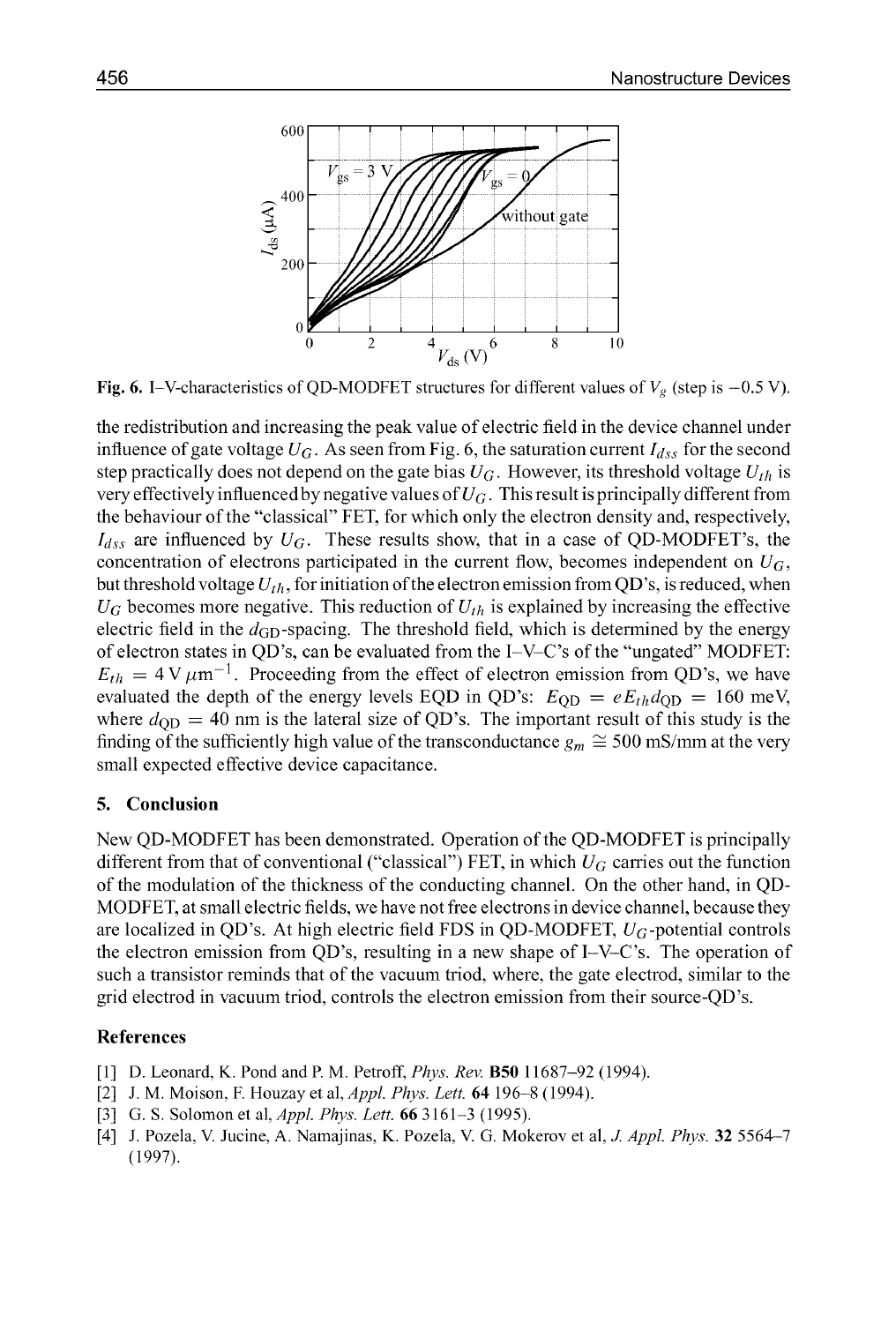600
400
200
0
0 2 4 6 8 10
$I_{ds}$ (μA)
$V_{ds}$ (V)
$V_{gs} = 3$ V
$V_{gs} = 0$
without gate

**Fig. 6.** I–V-characteristics of QD-MODFET structures for different values of $V_g$ (step is −0.5 V).

the redistribution and increasing the peak value of electric field in the device channel under influence of gate voltage $U_G$. As seen from Fig. 6, the saturation current $I_{dss}$ for the second step practically does not depend on the gate bias $U_G$. However, its threshold voltage $U_{th}$ is very effectively influenced by negative values of $U_G$. This result is principally different from the behaviour of the "classical" FET, for which only the electron density and, respectively, $I_{dss}$ are influenced by $U_G$. These results show, that in a case of QD-MODFET's, the concentration of electrons participated in the current flow, becomes independent on $U_G$, but threshold voltage $U_{th}$, for initiation of the electron emission from QD's, is reduced, when $U_G$ becomes more negative. This reduction of $U_{th}$ is explained by increasing the effective electric field in the $d_{GD}$-spacing. The threshold field, which is determined by the energy of electron states in QD's, can be evaluated from the I–V–C's of the "ungated" MODFET: $E_{th} = 4\ \text{V}\,\mu\text{m}^{-1}$. Proceeding from the effect of electron emission from QD's, we have evaluated the depth of the energy levels EQD in QD's: $E_{\text{QD}} = eE_{th}d_{\text{QD}} = 160$ meV, where $d_{\text{QD}} = 40$ nm is the lateral size of QD's. The important result of this study is the finding of the sufficiently high value of the transconductance $g_m \cong 500$ mS/mm at the very small expected effective device capacitance.

## 5. Conclusion

New QD-MODFET has been demonstrated. Operation of the QD-MODFET is principally different from that of conventional ("classical") FET, in which $U_G$ carries out the function of the modulation of the thickness of the conducting channel. On the other hand, in QD-MODFET, at small electric fields, we have not free electrons in device channel, because they are localized in QD's. At high electric field FDS in QD-MODFET, $U_G$-potential controls the electron emission from QD's, resulting in a new shape of I–V–C's. The operation of such a transistor reminds that of the vacuum triod, where, the gate electrod, similar to the grid electrod in vacuum triod, controls the electron emission from their source-QD's.

## References

[1] D. Leonard, K. Pond and P. M. Petroff, *Phys. Rev.* **B50** 11687–92 (1994).

[2] J. M. Moison, F. Houzay et al, *Appl. Phys. Lett.* **64** 196–8 (1994).

[3] G. S. Solomon et al, *Appl. Phys. Lett.* **66** 3161–3 (1995).

[4] J. Pozela, V. Jucine, A. Namajinas, K. Pozela, V. G. Mokerov et al, *J. Appl. Phys.* **32** 5564–7 (1997).